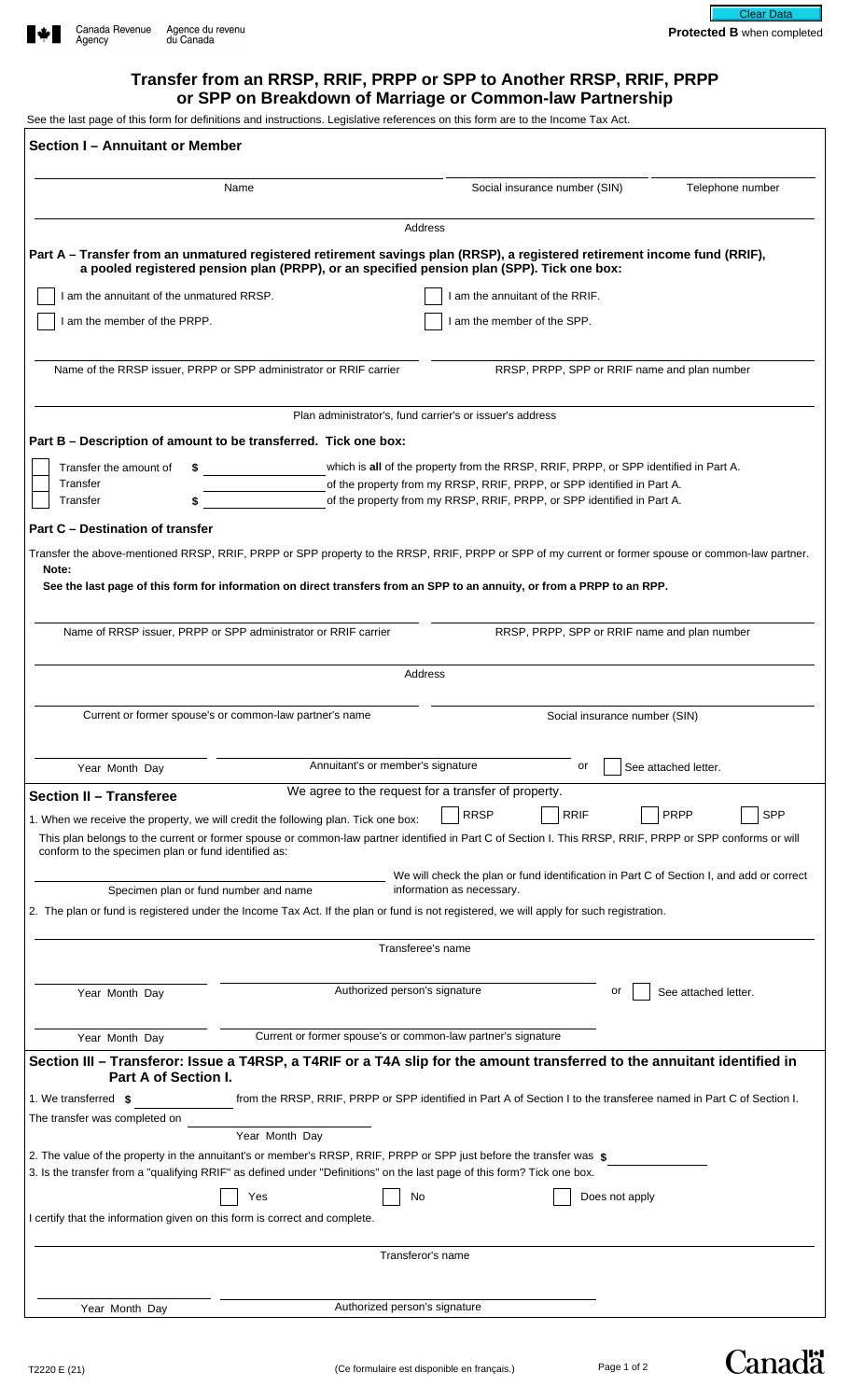Canada Revenue Agency / Agence du revenu du Canada

Clear Data

**Protected B** when completed

# Transfer from an RRSP, RRIF, PRPP or SPP to Another RRSP, RRIF, PRPP or SPP on Breakdown of Marriage or Common-law Partnership

See the last page of this form for definitions and instructions. Legislative references on this form are to the Income Tax Act.

## Section I – Annuitant or Member

Name ____________ Social insurance number (SIN) ____________ Telephone number ____________

Address ____________

**Part A – Transfer from an unmatured registered retirement savings plan (RRSP), a registered retirement income fund (RRIF), a pooled registered pension plan (PRPP), or an specified pension plan (SPP). Tick one box:**

- ☐ I am the annuitant of the unmatured RRSP.
- ☐ I am the annuitant of the RRIF.
- ☐ I am the member of the PRPP.
- ☐ I am the member of the SPP.

Name of the RRSP issuer, PRPP or SPP administrator or RRIF carrier ____________ RRSP, PRPP, SPP or RRIF name and plan number ____________

Plan administrator's, fund carrier's or issuer's address ____________

**Part B – Description of amount to be transferred. Tick one box:**

- ☐ Transfer the amount of $ ____________ which is **all** of the property from the RRSP, RRIF, PRPP, or SPP identified in Part A.
- ☐ Transfer ____________ of the property from my RRSP, RRIF, PRPP, or SPP identified in Part A.
- ☐ Transfer $ ____________ of the property from my RRSP, RRIF, PRPP, or SPP identified in Part A.

**Part C – Destination of transfer**

Transfer the above-mentioned RRSP, RRIF, PRPP or SPP property to the RRSP, RRIF, PRPP or SPP of my current or former spouse or common-law partner.

**Note:**

**See the last page of this form for information on direct transfers from an SPP to an annuity, or from a PRPP to an RPP.**

Name of RRSP issuer, PRPP or SPP administrator or RRIF carrier ____________ RRSP, PRPP, SPP or RRIF name and plan number ____________

Address ____________

Current or former spouse's or common-law partner's name ____________ Social insurance number (SIN) ____________

Year Month Day ____________ Annuitant's or member's signature ____________ or ☐ See attached letter.

## Section II – Transferee

We agree to the request for a transfer of property.

1. When we receive the property, we will credit the following plan. Tick one box: ☐ RRSP ☐ RRIF ☐ PRPP ☐ SPP

This plan belongs to the current or former spouse or common-law partner identified in Part C of Section I. This RRSP, RRIF, PRPP or SPP conforms or will conform to the specimen plan or fund identified as:

Specimen plan or fund number and name ____________ We will check the plan or fund identification in Part C of Section I, and add or correct information as necessary.

2. The plan or fund is registered under the Income Tax Act. If the plan or fund is not registered, we will apply for such registration.

Transferee's name ____________

Year Month Day ____________ Authorized person's signature ____________ or ☐ See attached letter.

Year Month Day ____________ Current or former spouse's or common-law partner's signature ____________

## Section III – Transferor: Issue a T4RSP, a T4RIF or a T4A slip for the amount transferred to the annuitant identified in Part A of Section I.

1. We transferred $ ____________ from the RRSP, RRIF, PRPP or SPP identified in Part A of Section I to the transferee named in Part C of Section I.

The transfer was completed on ____________ (Year Month Day)

2. The value of the property in the annuitant's or member's RRSP, RRIF, PRPP or SPP just before the transfer was $ ____________

3. Is the transfer from a "qualifying RRIF" as defined under "Definitions" on the last page of this form? Tick one box.

☐ Yes ☐ No ☐ Does not apply

I certify that the information given on this form is correct and complete.

Transferor's name ____________

Year Month Day ____________ Authorized person's signature ____________

T2220 E (21) (Ce formulaire est disponible en français.)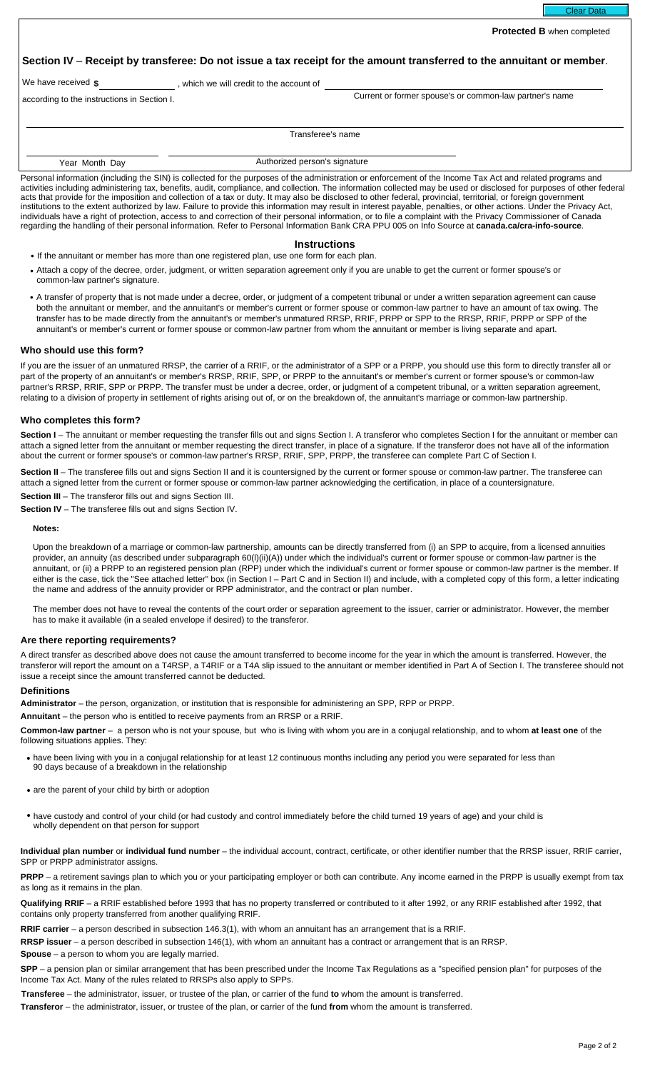Clear Data

**Protected B** when completed

## Section IV – Receipt by transferee: Do not issue a tax receipt for the amount transferred to the annuitant or member.

We have received **$** ______________ , which we will credit to the account of ______________________________
according to the instructions in Section I.

Current or former spouse's or common-law partner's name

______________________________
Transferee's name

______________ ______________________________
Year Month Day Authorized person's signature

Personal information (including the SIN) is collected for the purposes of the administration or enforcement of the Income Tax Act and related programs and activities including administering tax, benefits, audit, compliance, and collection. The information collected may be used or disclosed for purposes of other federal acts that provide for the imposition and collection of a tax or duty. It may also be disclosed to other federal, provincial, territorial, or foreign government institutions to the extent authorized by law. Failure to provide this information may result in interest payable, penalties, or other actions. Under the Privacy Act, individuals have a right of protection, access to and correction of their personal information, or to file a complaint with the Privacy Commissioner of Canada regarding the handling of their personal information. Refer to Personal Information Bank CRA PPU 005 on Info Source at **canada.ca/cra-info-source**.

### Instructions

- If the annuitant or member has more than one registered plan, use one form for each plan.
- Attach a copy of the decree, order, judgment, or written separation agreement only if you are unable to get the current or former spouse's or common-law partner's signature.
- A transfer of property that is not made under a decree, order, or judgment of a competent tribunal or under a written separation agreement can cause both the annuitant or member, and the annuitant's or member's current or former spouse or common-law partner to have an amount of tax owing. The transfer has to be made directly from the annuitant's or member's unmatured RRSP, RRIF, PRPP or SPP to the RRSP, RRIF, PRPP or SPP of the annuitant's or member's current or former spouse or common-law partner from whom the annuitant or member is living separate and apart.

### Who should use this form?

If you are the issuer of an unmatured RRSP, the carrier of a RRIF, or the administrator of a SPP or a PRPP, you should use this form to directly transfer all or part of the property of an annuitant's or member's RRSP, RRIF, SPP, or PRPP to the annuitant's or member's current or former spouse's or common-law partner's RRSP, RRIF, SPP or PRPP. The transfer must be under a decree, order, or judgment of a competent tribunal, or a written separation agreement, relating to a division of property in settlement of rights arising out of, or on the breakdown of, the annuitant's marriage or common-law partnership.

### Who completes this form?

**Section I** – The annuitant or member requesting the transfer fills out and signs Section I. A transferor who completes Section I for the annuitant or member can attach a signed letter from the annuitant or member requesting the direct transfer, in place of a signature. If the transferor does not have all of the information about the current or former spouse's or common-law partner's RRSP, RRIF, SPP, PRPP, the transferee can complete Part C of Section I.

**Section II** – The transferee fills out and signs Section II and it is countersigned by the current or former spouse or common-law partner. The transferee can attach a signed letter from the current or former spouse or common-law partner acknowledging the certification, in place of a countersignature.

**Section III** – The transferor fills out and signs Section III.

**Section IV** – The transferee fills out and signs Section IV.

**Notes:**

Upon the breakdown of a marriage or common-law partnership, amounts can be directly transferred from (i) an SPP to acquire, from a licensed annuities provider, an annuity (as described under subparagraph 60(l)(ii)(A)) under which the individual's current or former spouse or common-law partner is the annuitant, or (ii) a PRPP to an registered pension plan (RPP) under which the individual's current or former spouse or common-law partner is the member. If either is the case, tick the "See attached letter" box (in Section I – Part C and in Section II) and include, with a completed copy of this form, a letter indicating the name and address of the annuity provider or RPP administrator, and the contract or plan number.

The member does not have to reveal the contents of the court order or separation agreement to the issuer, carrier or administrator. However, the member has to make it available (in a sealed envelope if desired) to the transferor.

### Are there reporting requirements?

A direct transfer as described above does not cause the amount transferred to become income for the year in which the amount is transferred. However, the transferor will report the amount on a T4RSP, a T4RIF or a T4A slip issued to the annuitant or member identified in Part A of Section I. The transferee should not issue a receipt since the amount transferred cannot be deducted.

### Definitions

**Administrator** – the person, organization, or institution that is responsible for administering an SPP, RPP or PRPP.

**Annuitant** – the person who is entitled to receive payments from an RRSP or a RRIF.

**Common-law partner** – a person who is not your spouse, but who is living with whom you are in a conjugal relationship, and to whom **at least one** of the following situations applies. They:

- have been living with you in a conjugal relationship for at least 12 continuous months including any period you were separated for less than 90 days because of a breakdown in the relationship
- are the parent of your child by birth or adoption
- have custody and control of your child (or had custody and control immediately before the child turned 19 years of age) and your child is wholly dependent on that person for support

**Individual plan number** or **individual fund number** – the individual account, contract, certificate, or other identifier number that the RRSP issuer, RRIF carrier, SPP or PRPP administrator assigns.

**PRPP** – a retirement savings plan to which you or your participating employer or both can contribute. Any income earned in the PRPP is usually exempt from tax as long as it remains in the plan.

**Qualifying RRIF** – a RRIF established before 1993 that has no property transferred or contributed to it after 1992, or any RRIF established after 1992, that contains only property transferred from another qualifying RRIF.

**RRIF carrier** – a person described in subsection 146.3(1), with whom an annuitant has an arrangement that is a RRIF.

**RRSP issuer** – a person described in subsection 146(1), with whom an annuitant has a contract or arrangement that is an RRSP.

**Spouse** – a person to whom you are legally married.

**SPP** – a pension plan or similar arrangement that has been prescribed under the Income Tax Regulations as a "specified pension plan" for purposes of the Income Tax Act. Many of the rules related to RRSPs also apply to SPPs.

**Transferee** – the administrator, issuer, or trustee of the plan, or carrier of the fund **to** whom the amount is transferred.

**Transferor** – the administrator, issuer, or trustee of the plan, or carrier of the fund **from** whom the amount is transferred.